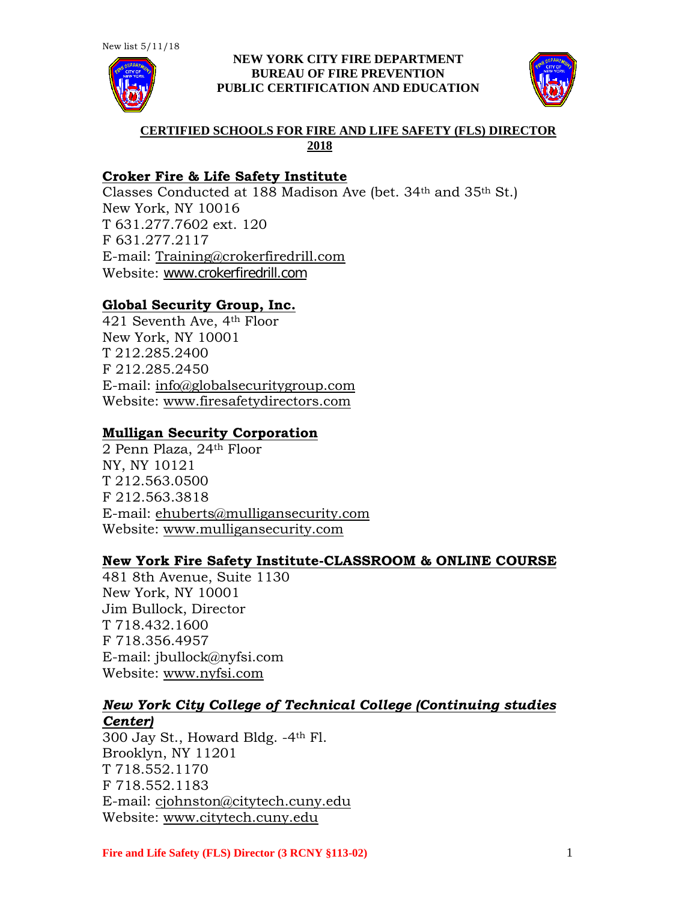New list 5/11/18

**NEW YORK CITY FIRE DEPARTMENT**
**BUREAU OF FIRE PREVENTION**
**PUBLIC CERTIFICATION AND EDUCATION**

## CERTIFIED SCHOOLS FOR FIRE AND LIFE SAFETY (FLS) DIRECTOR 2018

### Croker Fire & Life Safety Institute

Classes Conducted at 188 Madison Ave (bet. 34th and 35th St.)
New York, NY 10016
T 631.277.7602 ext. 120
F 631.277.2117
E-mail: Training@crokerfiredrill.com
Website: www.crokerfiredrill.com

### Global Security Group, Inc.

421 Seventh Ave, 4th Floor
New York, NY 10001
T 212.285.2400
F 212.285.2450
E-mail: info@globalsecuritygroup.com
Website: www.firesafetydirectors.com

### Mulligan Security Corporation

2 Penn Plaza, 24th Floor
NY, NY 10121
T 212.563.0500
F 212.563.3818
E-mail: ehuberts@mulligansecurity.com
Website: www.mulligansecurity.com

### New York Fire Safety Institute-CLASSROOM & ONLINE COURSE

481 8th Avenue, Suite 1130
New York, NY 10001
Jim Bullock, Director
T 718.432.1600
F 718.356.4957
E-mail: jbullock@nyfsi.com
Website: www.nyfsi.com

### *New York City College of Technical College (Continuing studies Center)*

300 Jay St., Howard Bldg. -4th Fl.
Brooklyn, NY 11201
T 718.552.1170
F 718.552.1183
E-mail: cjohnston@citytech.cuny.edu
Website: www.citytech.cuny.edu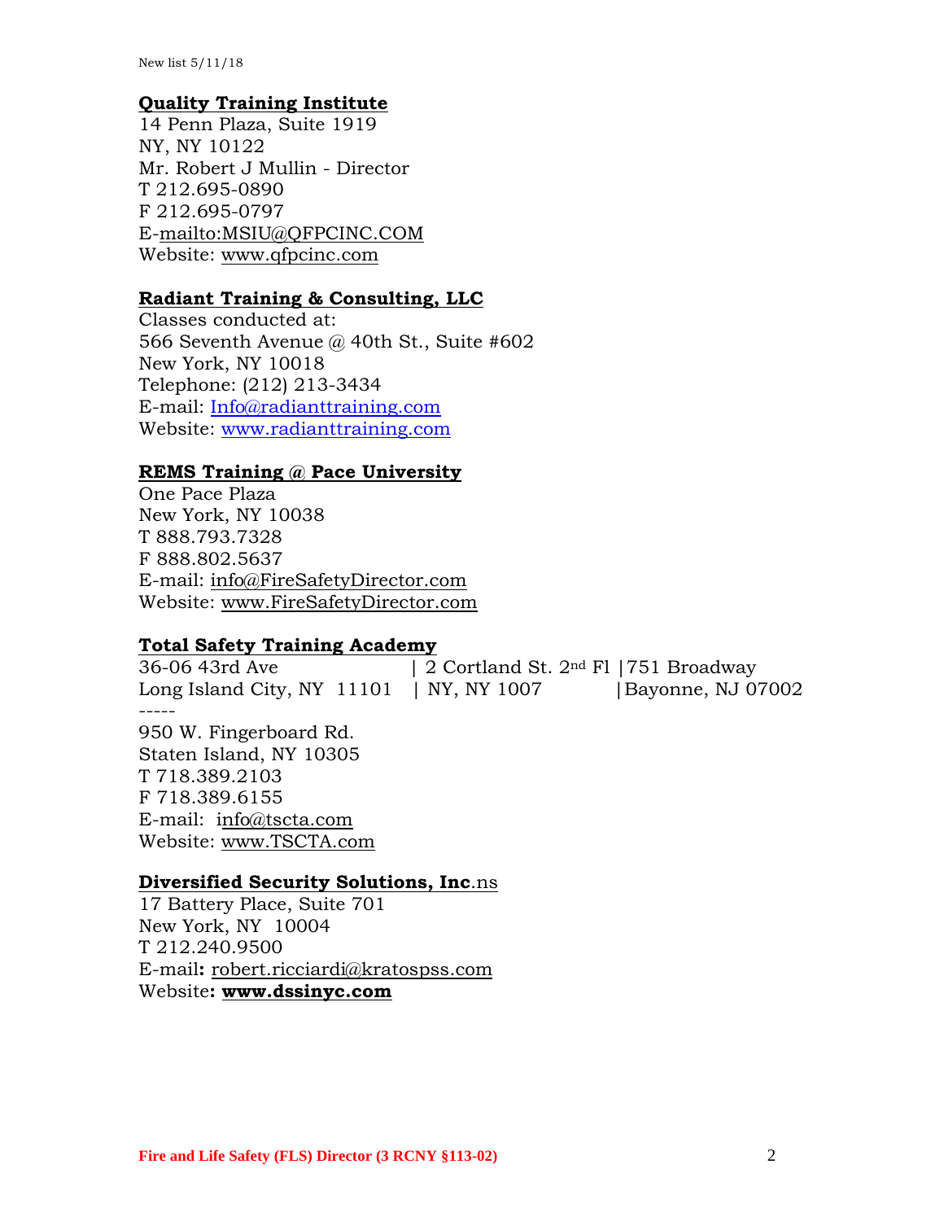New list 5/11/18

**Quality Training Institute**

14 Penn Plaza, Suite 1919
NY, NY 10122
Mr. Robert J Mullin - Director
T 212.695-0890
F 212.695-0797
E-mailto:MSIU@QFPCINC.COM
Website: www.qfpcinc.com

**Radiant Training & Consulting, LLC**

Classes conducted at:
566 Seventh Avenue @ 40th St., Suite #602
New York, NY 10018
Telephone: (212) 213-3434
E-mail: Info@radianttraining.com
Website: www.radianttraining.com

**REMS Training @ Pace University**

One Pace Plaza
New York, NY 10038
T 888.793.7328
F 888.802.5637
E-mail: info@FireSafetyDirector.com
Website: www.FireSafetyDirector.com

**Total Safety Training Academy**

36-06 43rd Ave | 2 Cortland St. 2nd Fl | 751 Broadway
Long Island City, NY 11101 | NY, NY 1007 | Bayonne, NJ 07002
-----
950 W. Fingerboard Rd.
Staten Island, NY 10305
T 718.389.2103
F 718.389.6155
E-mail: info@tscta.com
Website: www.TSCTA.com

**Diversified Security Solutions, Inc**.ns

17 Battery Place, Suite 701
New York, NY 10004
T 212.240.9500
E-mail**:** robert.ricciardi@kratospss.com
Website**: www.dssinyc.com**

Fire and Life Safety (FLS) Director (3 RCNY §113-02)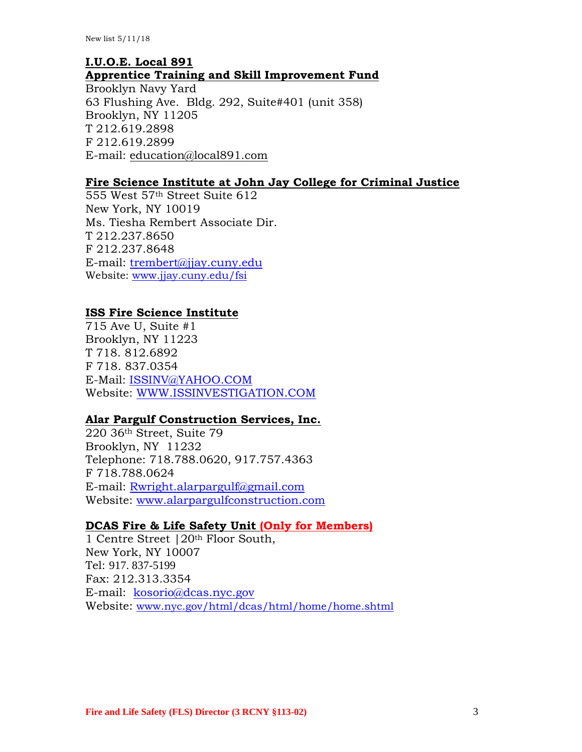New list 5/11/18

**I.U.O.E. Local 891**
**Apprentice Training and Skill Improvement Fund**

Brooklyn Navy Yard
63 Flushing Ave. Bldg. 292, Suite#401 (unit 358)
Brooklyn, NY 11205
T 212.619.2898
F 212.619.2899
E-mail: education@local891.com

**Fire Science Institute at John Jay College for Criminal Justice**

555 West 57th Street Suite 612
New York, NY 10019
Ms. Tiesha Rembert Associate Dir.
T 212.237.8650
F 212.237.8648
E-mail: trembert@jjay.cuny.edu
Website: www.jjay.cuny.edu/fsi

**ISS Fire Science Institute**

715 Ave U, Suite #1
Brooklyn, NY 11223
T 718. 812.6892
F 718. 837.0354
E-Mail: ISSINV@YAHOO.COM
Website: WWW.ISSINVESTIGATION.COM

**Alar Pargulf Construction Services, Inc.**

220 36th Street, Suite 79
Brooklyn, NY 11232
Telephone: 718.788.0620, 917.757.4363
F 718.788.0624
E-mail: Rwright.alarpargulf@gmail.com
Website: www.alarpargulfconstruction.com

**DCAS Fire & Life Safety Unit (Only for Members)**

1 Centre Street |20th Floor South,
New York, NY 10007
Tel: 917. 837-5199
Fax: 212.313.3354
E-mail: kosorio@dcas.nyc.gov
Website: www.nyc.gov/html/dcas/html/home/home.shtml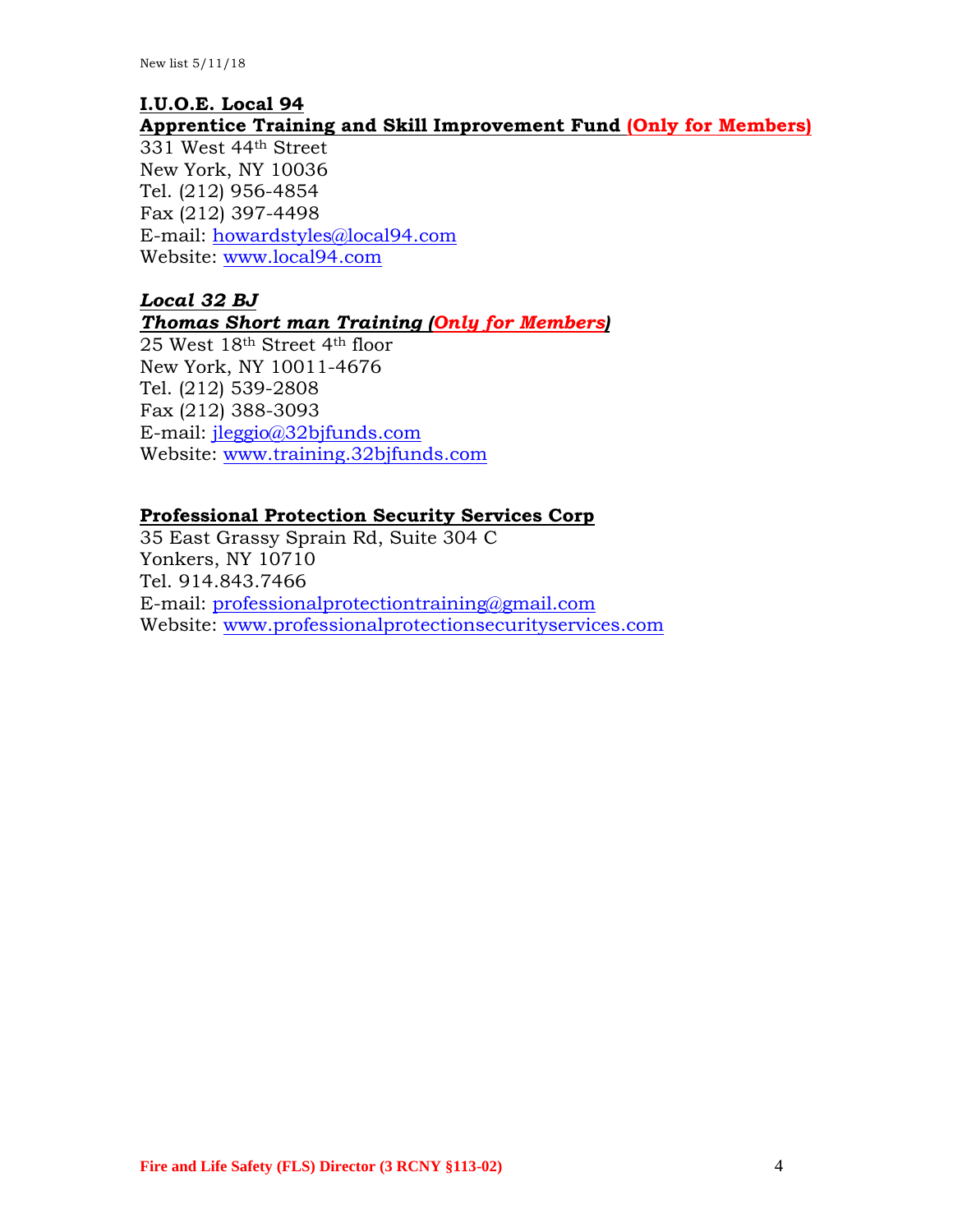**I.U.O.E. Local 94**
**Apprentice Training and Skill Improvement Fund (Only for Members)**
331 West 44th Street
New York, NY 10036
Tel. (212) 956-4854
Fax (212) 397-4498
E-mail: howardstyles@local94.com
Website: www.local94.com

***Local 32 BJ***
***Thomas Short man Training (Only for Members)***
25 West 18th Street 4th floor
New York, NY 10011-4676
Tel. (212) 539-2808
Fax (212) 388-3093
E-mail: jleggio@32bjfunds.com
Website: www.training.32bjfunds.com

**Professional Protection Security Services Corp**
35 East Grassy Sprain Rd, Suite 304 C
Yonkers, NY 10710
Tel. 914.843.7466
E-mail: professionalprotectiontraining@gmail.com
Website: www.professionalprotectionsecurityservices.com